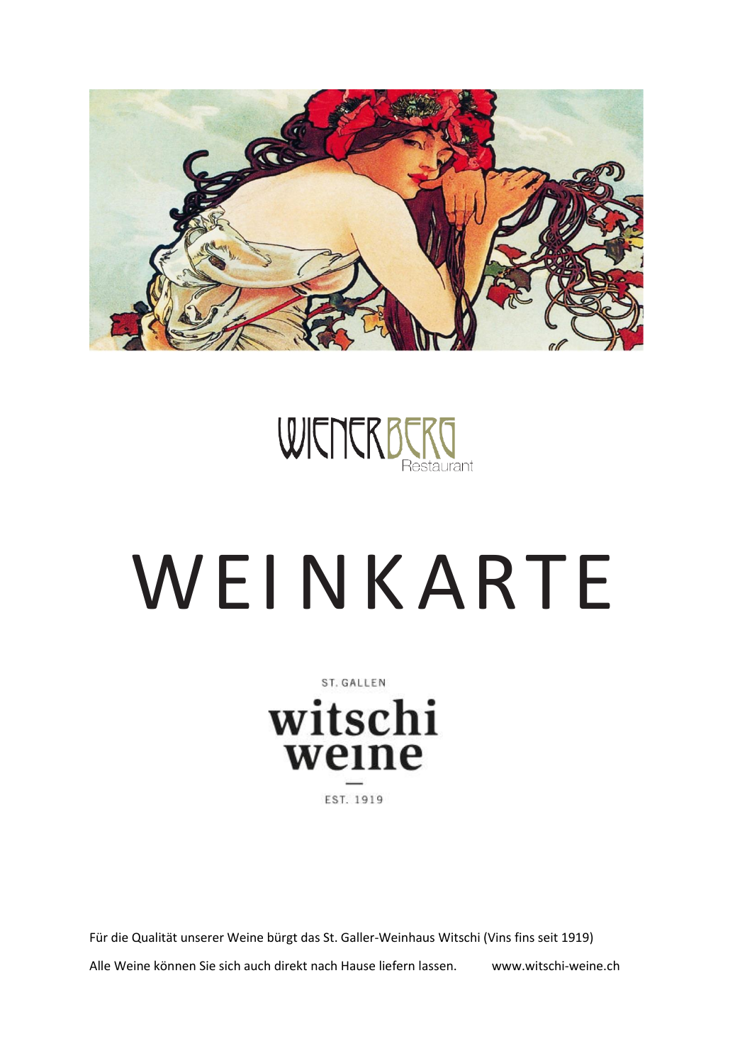WIENERBERG
Restaurant

# WEINKARTE

ST. GALLEN

witschi weine

EST. 1919

Für die Qualität unserer Weine bürgt das St. Galler-Weinhaus Witschi (Vins fins seit 1919)

Alle Weine können Sie sich auch direkt nach Hause liefern lassen. www.witschi-weine.ch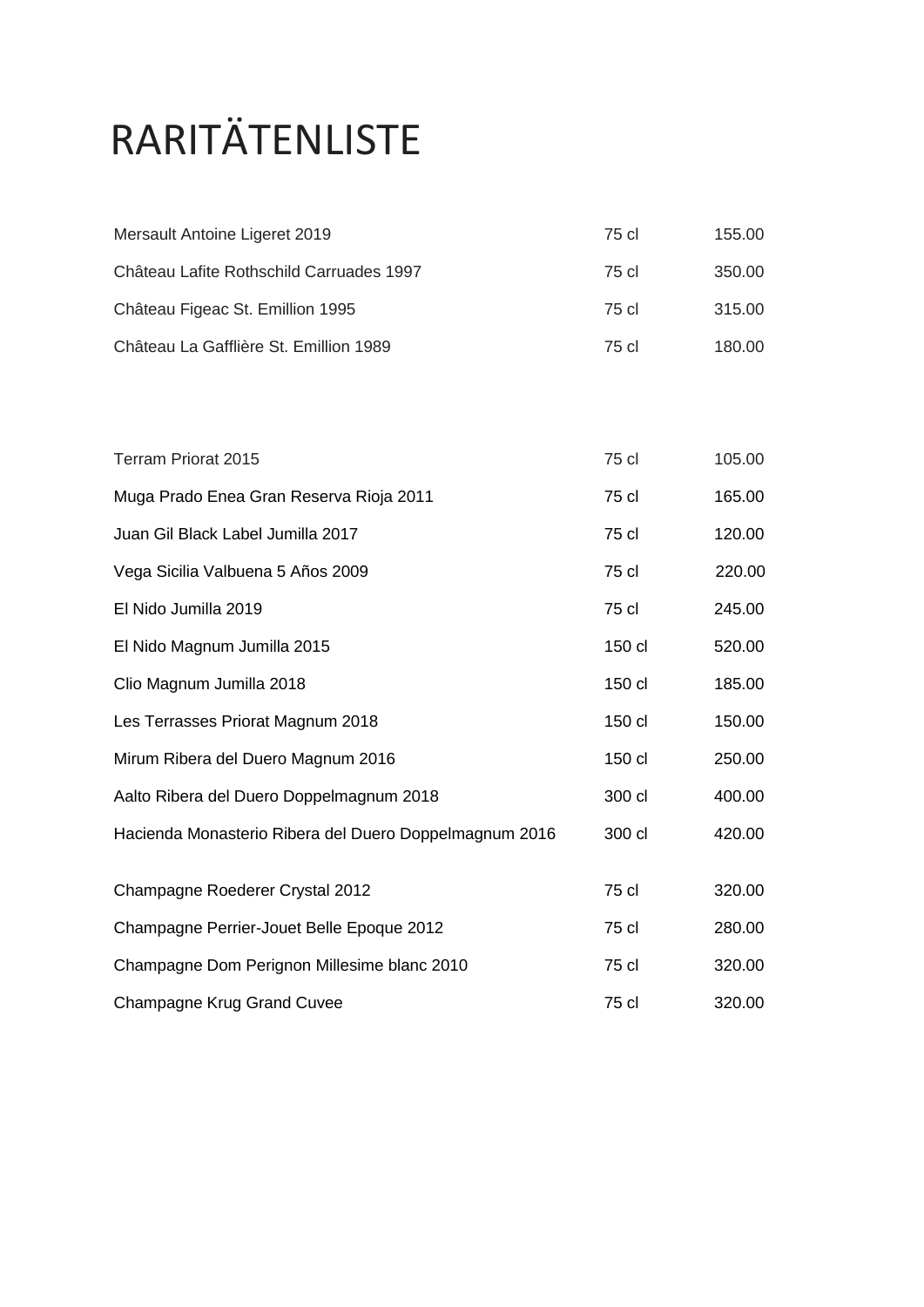# RARITÄTENLISTE

| | | |
|---|---|---|
| Mersault Antoine Ligeret 2019 | 75 cl | 155.00 |
| Château Lafite Rothschild Carruades 1997 | 75 cl | 350.00 |
| Château Figeac St. Emillion 1995 | 75 cl | 315.00 |
| Château La Gafflière St. Emillion 1989 | 75 cl | 180.00 |

| | | |
|---|---|---|
| Terram Priorat 2015 | 75 cl | 105.00 |
| Muga Prado Enea Gran Reserva Rioja 2011 | 75 cl | 165.00 |
| Juan Gil Black Label Jumilla 2017 | 75 cl | 120.00 |
| Vega Sicilia Valbuena 5 Años 2009 | 75 cl | 220.00 |
| El Nido Jumilla 2019 | 75 cl | 245.00 |
| El Nido Magnum Jumilla 2015 | 150 cl | 520.00 |
| Clio Magnum Jumilla 2018 | 150 cl | 185.00 |
| Les Terrasses Priorat Magnum 2018 | 150 cl | 150.00 |
| Mirum Ribera del Duero Magnum 2016 | 150 cl | 250.00 |
| Aalto Ribera del Duero Doppelmagnum 2018 | 300 cl | 400.00 |
| Hacienda Monasterio Ribera del Duero Doppelmagnum 2016 | 300 cl | 420.00 |

| | | |
|---|---|---|
| Champagne Roederer Crystal 2012 | 75 cl | 320.00 |
| Champagne Perrier-Jouet Belle Epoque 2012 | 75 cl | 280.00 |
| Champagne Dom Perignon Millesime blanc 2010 | 75 cl | 320.00 |
| Champagne Krug Grand Cuvee | 75 cl | 320.00 |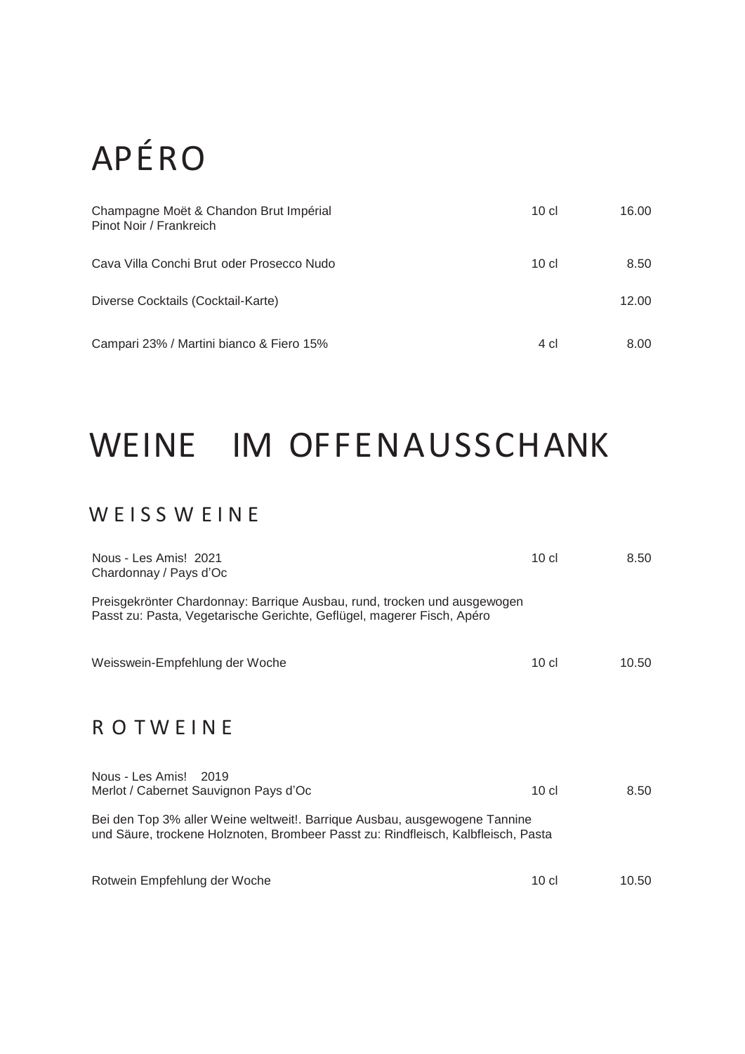# APÉRO

| | | |
|---|---|---|
| Champagne Moët & Chandon Brut Impérial<br>Pinot Noir / Frankreich | 10 cl | 16.00 |
| Cava Villa Conchi Brut oder Prosecco Nudo | 10 cl | 8.50 |
| Diverse Cocktails (Cocktail-Karte) | | 12.00 |
| Campari 23% / Martini bianco & Fiero 15% | 4 cl | 8.00 |

# WEINE IM OFFENAUSSCHANK

## WEISSWEINE

| | | |
|---|---|---|
| Nous - Les Amis! 2021<br>Chardonnay / Pays d'Oc | 10 cl | 8.50 |

Preisgekrönter Chardonnay: Barrique Ausbau, rund, trocken und ausgewogen
Passt zu: Pasta, Vegetarische Gerichte, Geflügel, magerer Fisch, Apéro

| | | |
|---|---|---|
| Weisswein-Empfehlung der Woche | 10 cl | 10.50 |

## ROTWEINE

| | | |
|---|---|---|
| Nous - Les Amis! 2019<br>Merlot / Cabernet Sauvignon Pays d'Oc | 10 cl | 8.50 |

Bei den Top 3% aller Weine weltweit!. Barrique Ausbau, ausgewogene Tannine und Säure, trockene Holznoten, Brombeer Passt zu: Rindfleisch, Kalbfleisch, Pasta

| | | |
|---|---|---|
| Rotwein Empfehlung der Woche | 10 cl | 10.50 |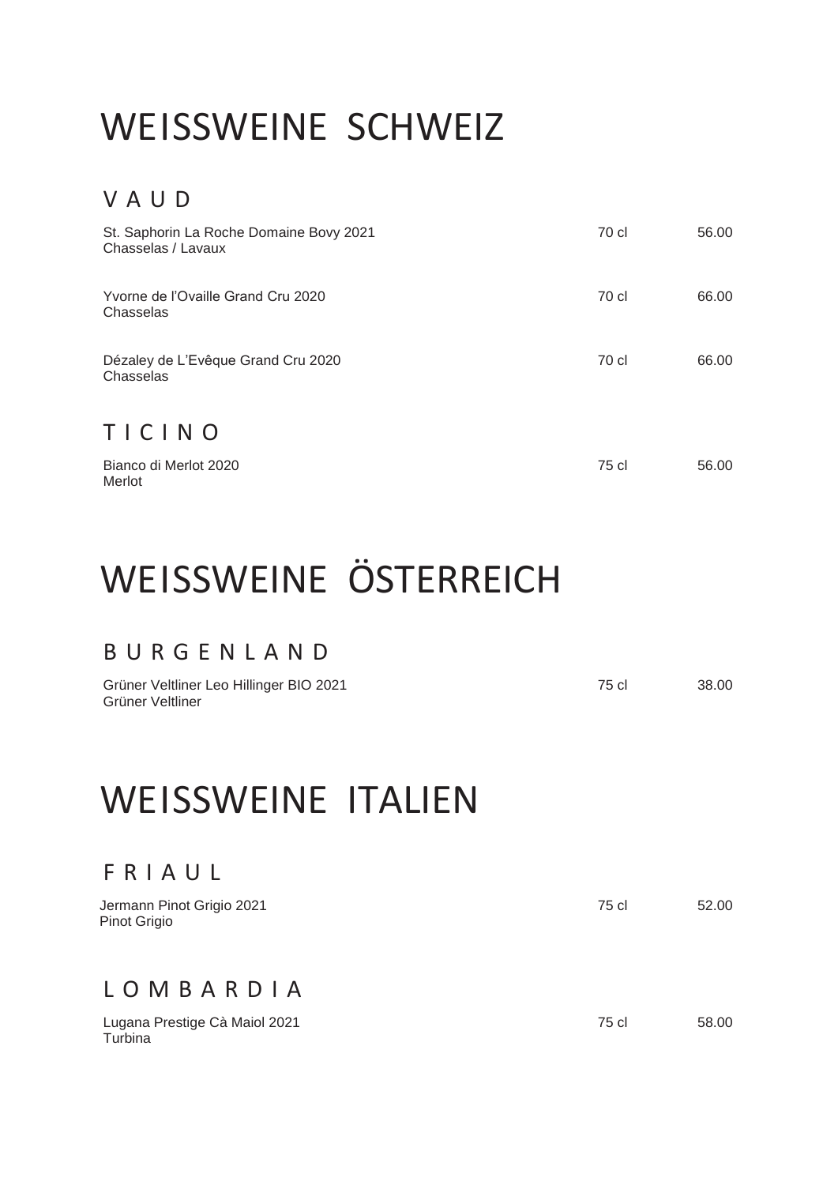# WEISSWEINE SCHWEIZ

## VAUD

| | | |
|---|---|---|
| St. Saphorin La Roche Domaine Bovy 2021<br>Chasselas / Lavaux | 70 cl | 56.00 |
| Yvorne de l'Ovaille Grand Cru 2020<br>Chasselas | 70 cl | 66.00 |
| Dézaley de L'Evêque Grand Cru 2020<br>Chasselas | 70 cl | 66.00 |

## TICINO

| | | |
|---|---|---|
| Bianco di Merlot 2020<br>Merlot | 75 cl | 56.00 |

# WEISSWEINE ÖSTERREICH

## BURGENLAND

| | | |
|---|---|---|
| Grüner Veltliner Leo Hillinger BIO 2021<br>Grüner Veltliner | 75 cl | 38.00 |

# WEISSWEINE ITALIEN

## FRIAUL

| | | |
|---|---|---|
| Jermann Pinot Grigio 2021<br>Pinot Grigio | 75 cl | 52.00 |

## LOMBARDIA

| | | |
|---|---|---|
| Lugana Prestige Cà Maiol 2021<br>Turbina | 75 cl | 58.00 |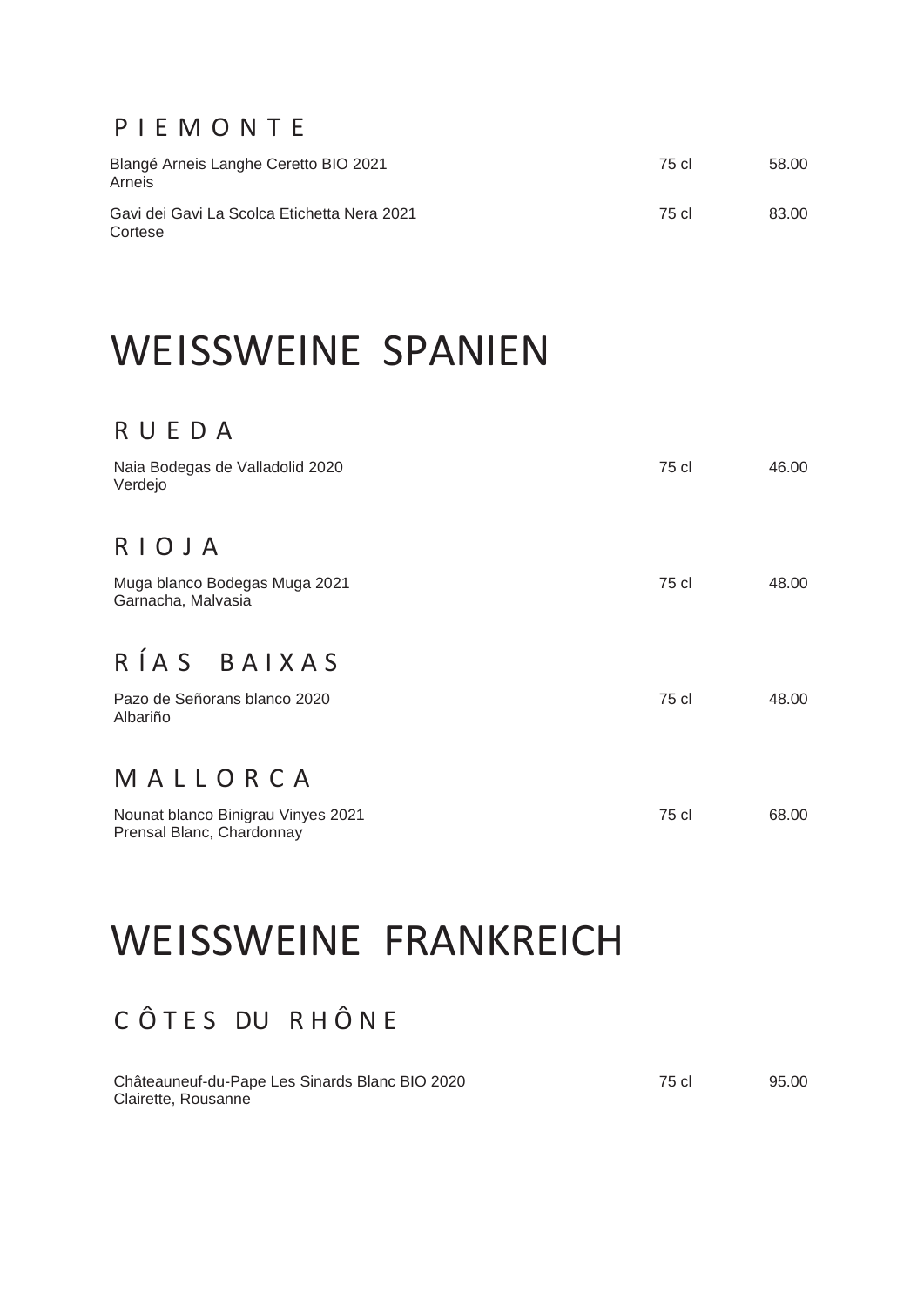### PIEMONTE

| | | |
|---|---|---|
| Blangé Arneis Langhe Ceretto BIO 2021<br>Arneis | 75 cl | 58.00 |
| Gavi dei Gavi La Scolca Etichetta Nera 2021<br>Cortese | 75 cl | 83.00 |

## WEISSWEINE SPANIEN

### RUEDA

| | | |
|---|---|---|
| Naia Bodegas de Valladolid 2020<br>Verdejo | 75 cl | 46.00 |

### RIOJA

| | | |
|---|---|---|
| Muga blanco Bodegas Muga 2021<br>Garnacha, Malvasia | 75 cl | 48.00 |

### RÍAS BAIXAS

| | | |
|---|---|---|
| Pazo de Señorans blanco 2020<br>Albariño | 75 cl | 48.00 |

### MALLORCA

| | | |
|---|---|---|
| Nounat blanco Binigrau Vinyes 2021<br>Prensal Blanc, Chardonnay | 75 cl | 68.00 |

## WEISSWEINE FRANKREICH

### CÔTES DU RHÔNE

| | | |
|---|---|---|
| Châteauneuf-du-Pape Les Sinards Blanc BIO 2020<br>Clairette, Rousanne | 75 cl | 95.00 |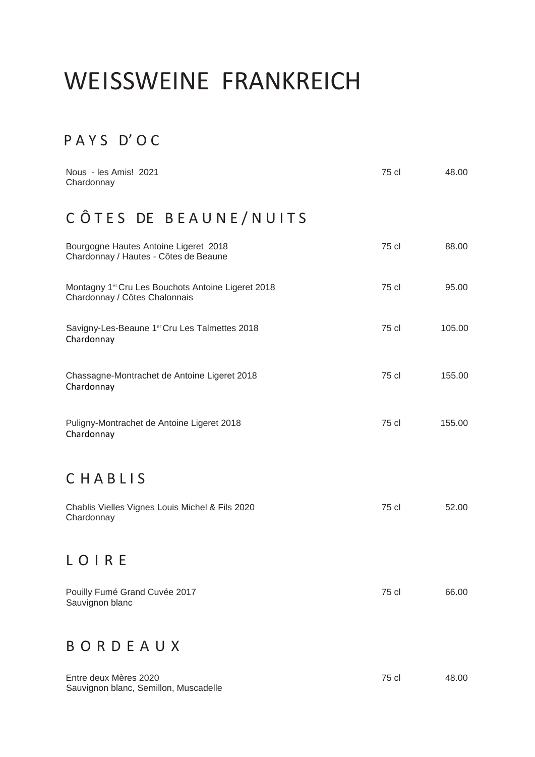# WEISSWEINE FRANKREICH

## PAYS D'OC

| | | |
|---|---|---|
| Nous - les Amis! 2021<br>Chardonnay | 75 cl | 48.00 |

## CÔTES DE BEAUNE/NUITS

| | | |
|---|---|---|
| Bourgogne Hautes Antoine Ligeret 2018<br>Chardonnay / Hautes - Côtes de Beaune | 75 cl | 88.00 |
| Montagny 1er Cru Les Bouchots Antoine Ligeret 2018<br>Chardonnay / Côtes Chalonnais | 75 cl | 95.00 |
| Savigny-Les-Beaune 1er Cru Les Talmettes 2018<br>Chardonnay | 75 cl | 105.00 |
| Chassagne-Montrachet de Antoine Ligeret 2018<br>Chardonnay | 75 cl | 155.00 |
| Puligny-Montrachet de Antoine Ligeret 2018<br>Chardonnay | 75 cl | 155.00 |

## CHABLIS

| | | |
|---|---|---|
| Chablis Vielles Vignes Louis Michel & Fils 2020<br>Chardonnay | 75 cl | 52.00 |

## LOIRE

| | | |
|---|---|---|
| Pouilly Fumé Grand Cuvée 2017<br>Sauvignon blanc | 75 cl | 66.00 |

## BORDEAUX

| | | |
|---|---|---|
| Entre deux Mères 2020<br>Sauvignon blanc, Semillon, Muscadelle | 75 cl | 48.00 |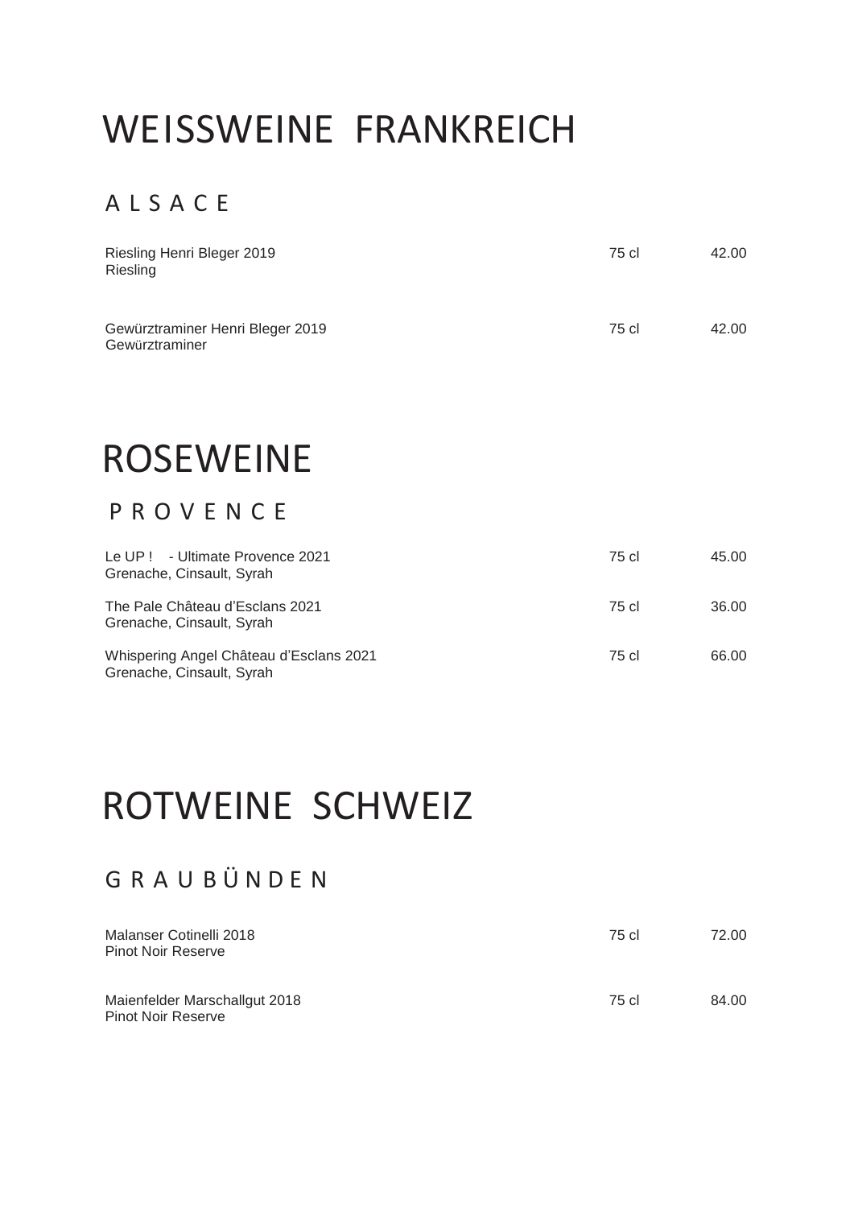# WEISSWEINE FRANKREICH

## A L S A C E

| | | |
|---|---|---|
| Riesling Henri Bleger 2019<br>Riesling | 75 cl | 42.00 |
| Gewürztraminer Henri Bleger 2019<br>Gewürztraminer | 75 cl | 42.00 |

# ROSEWEINE

## P R O V E N C E

| | | |
|---|---|---|
| Le UP ! - Ultimate Provence 2021<br>Grenache, Cinsault, Syrah | 75 cl | 45.00 |
| The Pale Château d'Esclans 2021<br>Grenache, Cinsault, Syrah | 75 cl | 36.00 |
| Whispering Angel Château d'Esclans 2021<br>Grenache, Cinsault, Syrah | 75 cl | 66.00 |

# ROTWEINE SCHWEIZ

## G R A U B Ü N D E N

| | | |
|---|---|---|
| Malanser Cotinelli 2018<br>Pinot Noir Reserve | 75 cl | 72.00 |
| Maienfelder Marschallgut 2018<br>Pinot Noir Reserve | 75 cl | 84.00 |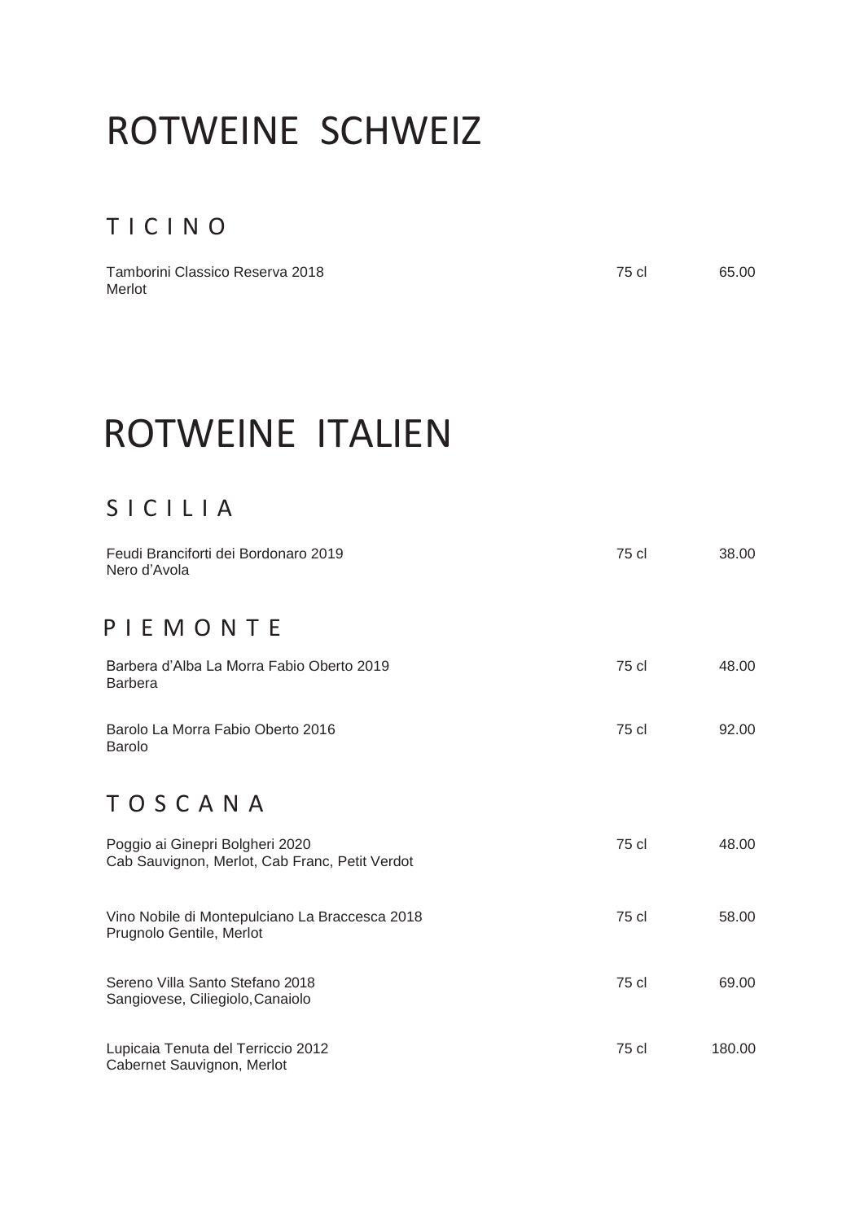# ROTWEINE SCHWEIZ

## TICINO

| | | |
|---|---|---|
| Tamborini Classico Reserva 2018<br>Merlot | 75 cl | 65.00 |

# ROTWEINE ITALIEN

## SICILIA

| | | |
|---|---|---|
| Feudi Branciforti dei Bordonaro 2019<br>Nero d'Avola | 75 cl | 38.00 |

## PIEMONTE

| | | |
|---|---|---|
| Barbera d'Alba La Morra Fabio Oberto 2019<br>Barbera | 75 cl | 48.00 |
| Barolo La Morra Fabio Oberto 2016<br>Barolo | 75 cl | 92.00 |

## TOSCANA

| | | |
|---|---|---|
| Poggio ai Ginepri Bolgheri 2020<br>Cab Sauvignon, Merlot, Cab Franc, Petit Verdot | 75 cl | 48.00 |
| Vino Nobile di Montepulciano La Braccesca 2018<br>Prugnolo Gentile, Merlot | 75 cl | 58.00 |
| Sereno Villa Santo Stefano 2018<br>Sangiovese, Ciliegiolo, Canaiolo | 75 cl | 69.00 |
| Lupicaia Tenuta del Terriccio 2012<br>Cabernet Sauvignon, Merlot | 75 cl | 180.00 |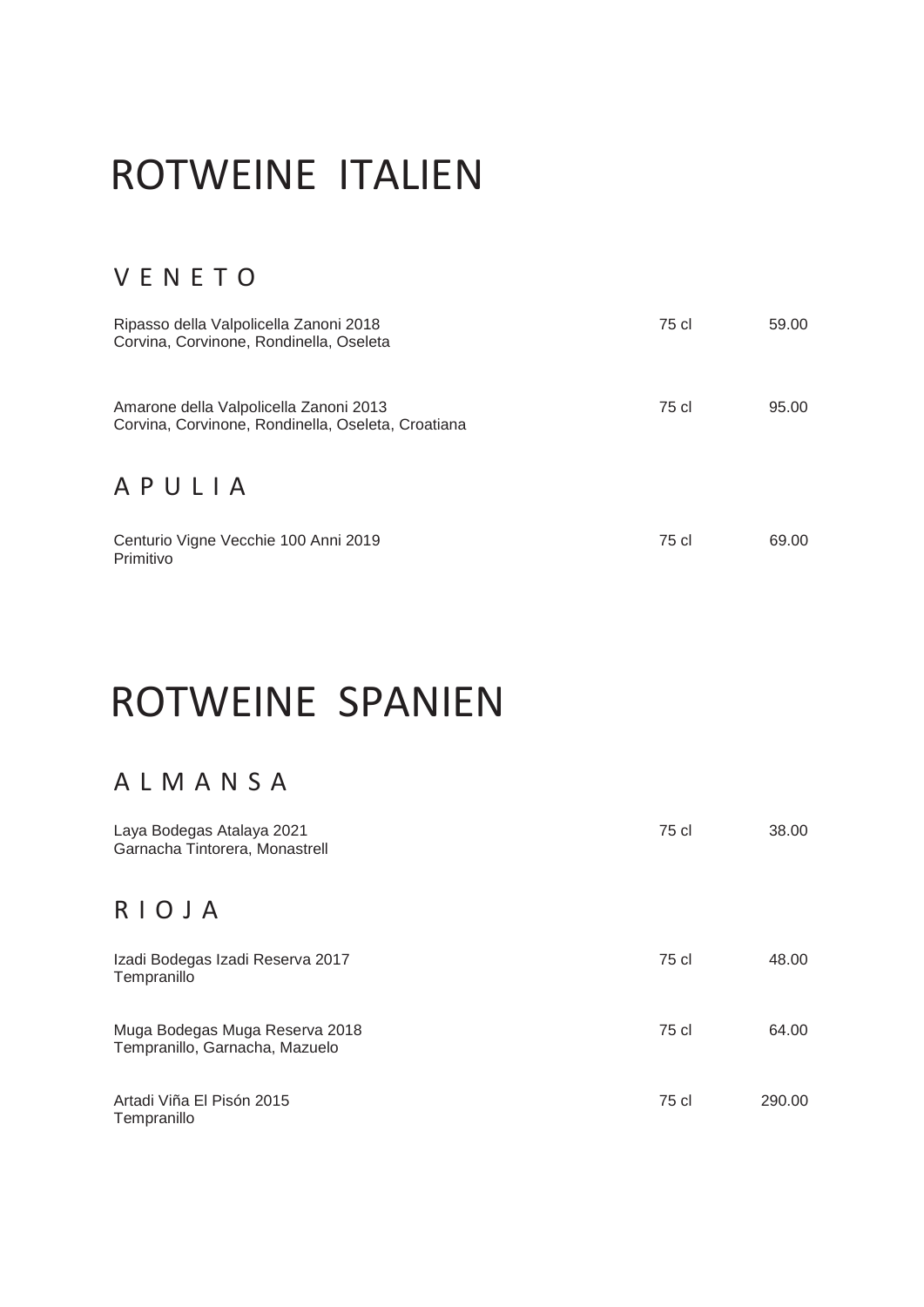# ROTWEINE ITALIEN

## VENETO

| Wein | Inhalt | Preis |
|---|---|---|
| Ripasso della Valpolicella Zanoni 2018<br>Corvina, Corvinone, Rondinella, Oseleta | 75 cl | 59.00 |
| Amarone della Valpolicella Zanoni 2013<br>Corvina, Corvinone, Rondinella, Oseleta, Croatiana | 75 cl | 95.00 |

## APULIA

| Wein | Inhalt | Preis |
|---|---|---|
| Centurio Vigne Vecchie 100 Anni 2019<br>Primitivo | 75 cl | 69.00 |

# ROTWEINE SPANIEN

## ALMANSA

| Wein | Inhalt | Preis |
|---|---|---|
| Laya Bodegas Atalaya 2021<br>Garnacha Tintorera, Monastrell | 75 cl | 38.00 |

## RIOJA

| Wein | Inhalt | Preis |
|---|---|---|
| Izadi Bodegas Izadi Reserva 2017<br>Tempranillo | 75 cl | 48.00 |
| Muga Bodegas Muga Reserva 2018<br>Tempranillo, Garnacha, Mazuelo | 75 cl | 64.00 |
| Artadi Viña El Pisón 2015<br>Tempranillo | 75 cl | 290.00 |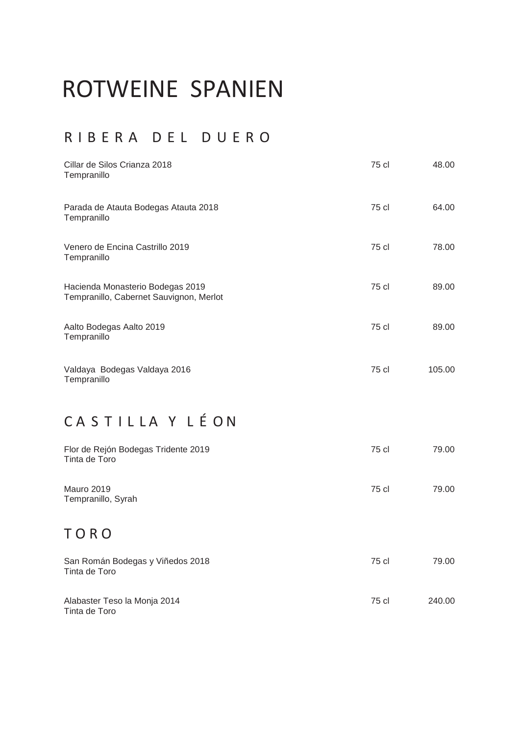# ROTWEINE SPANIEN

## RIBERA DEL DUERO

| | | |
|---|---|---|
| Cillar de Silos Crianza 2018<br>Tempranillo | 75 cl | 48.00 |
| Parada de Atauta Bodegas Atauta 2018<br>Tempranillo | 75 cl | 64.00 |
| Venero de Encina Castrillo 2019<br>Tempranillo | 75 cl | 78.00 |
| Hacienda Monasterio Bodegas 2019<br>Tempranillo, Cabernet Sauvignon, Merlot | 75 cl | 89.00 |
| Aalto Bodegas Aalto 2019<br>Tempranillo | 75 cl | 89.00 |
| Valdaya Bodegas Valdaya 2016<br>Tempranillo | 75 cl | 105.00 |

## CASTILLA Y LÉON

| | | |
|---|---|---|
| Flor de Rejón Bodegas Tridente 2019<br>Tinta de Toro | 75 cl | 79.00 |
| Mauro 2019<br>Tempranillo, Syrah | 75 cl | 79.00 |

## TORO

| | | |
|---|---|---|
| San Román Bodegas y Viñedos 2018<br>Tinta de Toro | 75 cl | 79.00 |
| Alabaster Teso la Monja 2014<br>Tinta de Toro | 75 cl | 240.00 |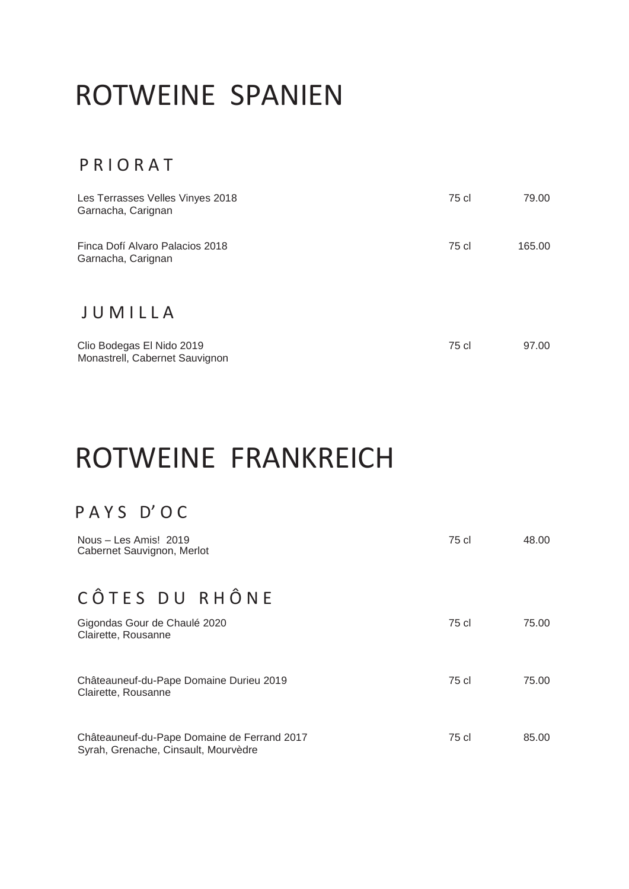# ROTWEINE SPANIEN

## PRIORAT

| | | |
|---|---|---|
| Les Terrasses Velles Vinyes 2018<br>Garnacha, Carignan | 75 cl | 79.00 |
| Finca Dofí Alvaro Palacios 2018<br>Garnacha, Carignan | 75 cl | 165.00 |

## JUMILLA

| | | |
|---|---|---|
| Clio Bodegas El Nido 2019<br>Monastrell, Cabernet Sauvignon | 75 cl | 97.00 |

# ROTWEINE FRANKREICH

## PAYS D'OC

| | | |
|---|---|---|
| Nous – Les Amis! 2019<br>Cabernet Sauvignon, Merlot | 75 cl | 48.00 |

## CÔTES DU RHÔNE

| | | |
|---|---|---|
| Gigondas Gour de Chaulé 2020<br>Clairette, Rousanne | 75 cl | 75.00 |
| Châteauneuf-du-Pape Domaine Durieu 2019<br>Clairette, Rousanne | 75 cl | 75.00 |
| Châteauneuf-du-Pape Domaine de Ferrand 2017<br>Syrah, Grenache, Cinsault, Mourvèdre | 75 cl | 85.00 |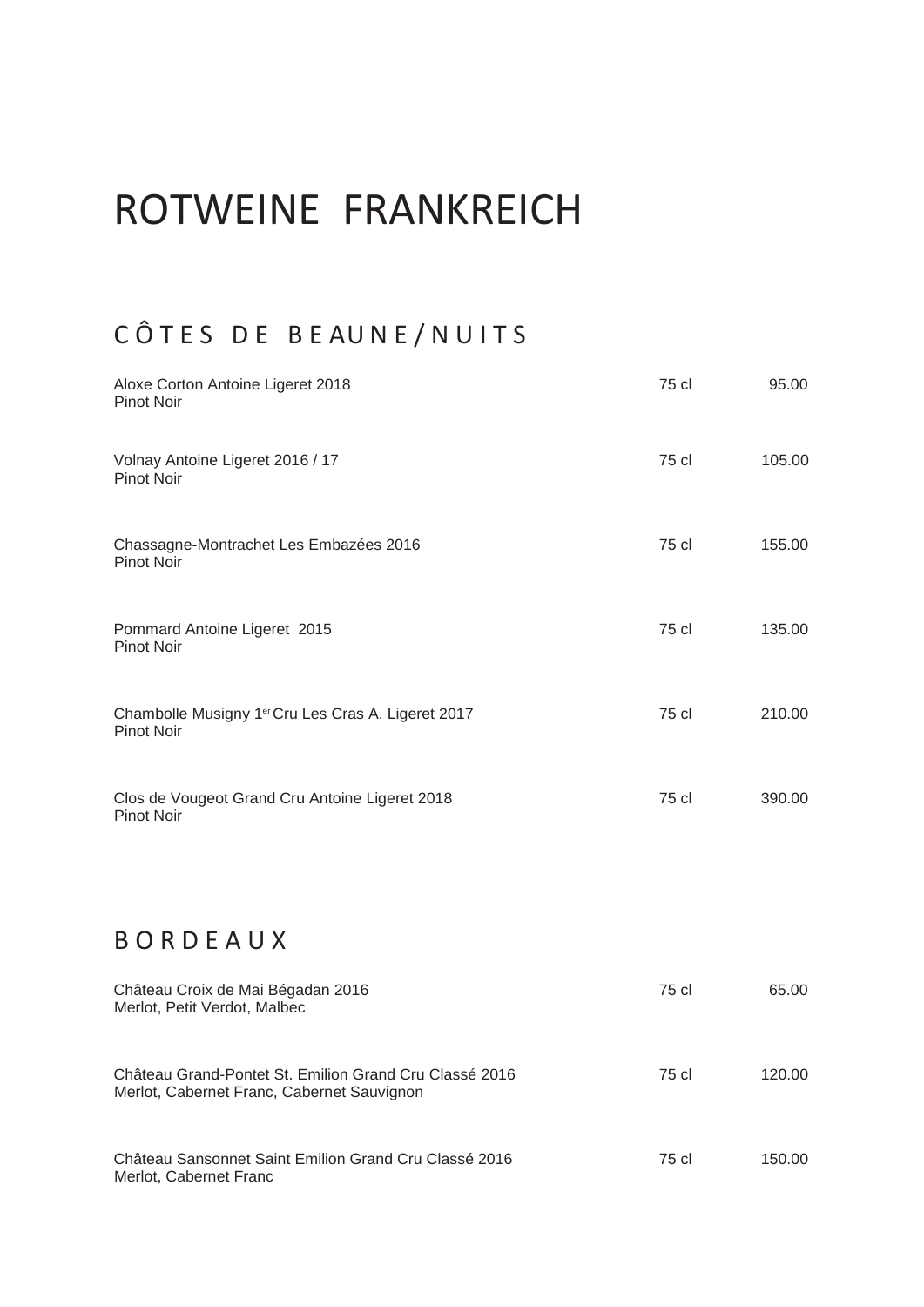# ROTWEINE FRANKREICH

## CÔTES DE BEAUNE/NUITS

| | | |
|---|---|---|
| Aloxe Corton Antoine Ligeret 2018<br>Pinot Noir | 75 cl | 95.00 |
| Volnay Antoine Ligeret 2016 / 17<br>Pinot Noir | 75 cl | 105.00 |
| Chassagne-Montrachet Les Embazées 2016<br>Pinot Noir | 75 cl | 155.00 |
| Pommard Antoine Ligeret 2015<br>Pinot Noir | 75 cl | 135.00 |
| Chambolle Musigny 1er Cru Les Cras A. Ligeret 2017<br>Pinot Noir | 75 cl | 210.00 |
| Clos de Vougeot Grand Cru Antoine Ligeret 2018<br>Pinot Noir | 75 cl | 390.00 |

## BORDEAUX

| | | |
|---|---|---|
| Château Croix de Mai Bégadan 2016<br>Merlot, Petit Verdot, Malbec | 75 cl | 65.00 |
| Château Grand-Pontet St. Emilion Grand Cru Classé 2016<br>Merlot, Cabernet Franc, Cabernet Sauvignon | 75 cl | 120.00 |
| Château Sansonnet Saint Emilion Grand Cru Classé 2016<br>Merlot, Cabernet Franc | 75 cl | 150.00 |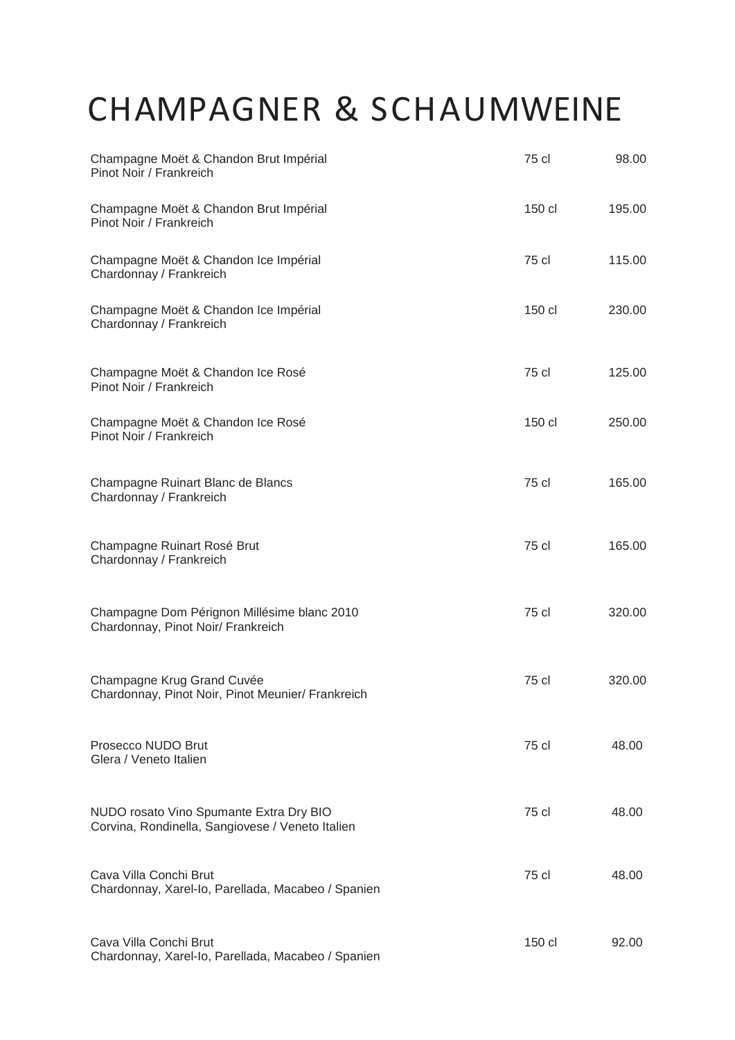# CHAMPAGNER & SCHAUMWEINE

| | | |
|---|---|---|
| Champagne Moët & Chandon Brut Impérial<br>Pinot Noir / Frankreich | 75 cl | 98.00 |
| Champagne Moët & Chandon Brut Impérial<br>Pinot Noir / Frankreich | 150 cl | 195.00 |
| Champagne Moët & Chandon Ice Impérial<br>Chardonnay / Frankreich | 75 cl | 115.00 |
| Champagne Moët & Chandon Ice Impérial<br>Chardonnay / Frankreich | 150 cl | 230.00 |
| Champagne Moët & Chandon Ice Rosé<br>Pinot Noir / Frankreich | 75 cl | 125.00 |
| Champagne Moët & Chandon Ice Rosé<br>Pinot Noir / Frankreich | 150 cl | 250.00 |
| Champagne Ruinart Blanc de Blancs<br>Chardonnay / Frankreich | 75 cl | 165.00 |
| Champagne Ruinart Rosé Brut<br>Chardonnay / Frankreich | 75 cl | 165.00 |
| Champagne Dom Pérignon Millésime blanc 2010<br>Chardonnay, Pinot Noir/ Frankreich | 75 cl | 320.00 |
| Champagne Krug Grand Cuvée<br>Chardonnay, Pinot Noir, Pinot Meunier/ Frankreich | 75 cl | 320.00 |
| Prosecco NUDO Brut<br>Glera / Veneto Italien | 75 cl | 48.00 |
| NUDO rosato Vino Spumante Extra Dry BIO<br>Corvina, Rondinella, Sangiovese / Veneto Italien | 75 cl | 48.00 |
| Cava Villa Conchi Brut<br>Chardonnay, Xarel-Io, Parellada, Macabeo / Spanien | 75 cl | 48.00 |
| Cava Villa Conchi Brut<br>Chardonnay, Xarel-Io, Parellada, Macabeo / Spanien | 150 cl | 92.00 |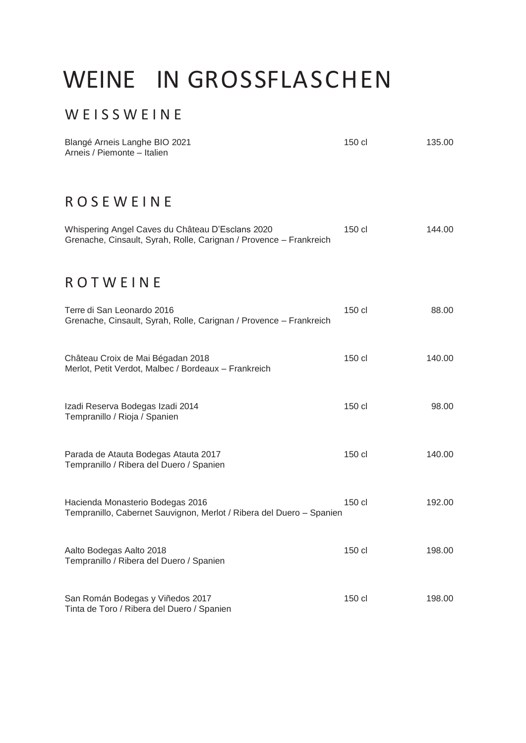# WEINE IN GROSSFLASCHEN

## WEISSWEINE

| | | |
|---|---|---|
| Blangé Arneis Langhe BIO 2021<br>Arneis / Piemonte – Italien | 150 cl | 135.00 |

## ROSEWEINE

| | | |
|---|---|---|
| Whispering Angel Caves du Château D'Esclans 2020<br>Grenache, Cinsault, Syrah, Rolle, Carignan / Provence – Frankreich | 150 cl | 144.00 |

## ROTWEINE

| | | |
|---|---|---|
| Terre di San Leonardo 2016<br>Grenache, Cinsault, Syrah, Rolle, Carignan / Provence – Frankreich | 150 cl | 88.00 |
| Château Croix de Mai Bégadan 2018<br>Merlot, Petit Verdot, Malbec / Bordeaux – Frankreich | 150 cl | 140.00 |
| Izadi Reserva Bodegas Izadi 2014<br>Tempranillo / Rioja / Spanien | 150 cl | 98.00 |
| Parada de Atauta Bodegas Atauta 2017<br>Tempranillo / Ribera del Duero / Spanien | 150 cl | 140.00 |
| Hacienda Monasterio Bodegas 2016<br>Tempranillo, Cabernet Sauvignon, Merlot / Ribera del Duero – Spanien | 150 cl | 192.00 |
| Aalto Bodegas Aalto 2018<br>Tempranillo / Ribera del Duero / Spanien | 150 cl | 198.00 |
| San Román Bodegas y Viñedos 2017<br>Tinta de Toro / Ribera del Duero / Spanien | 150 cl | 198.00 |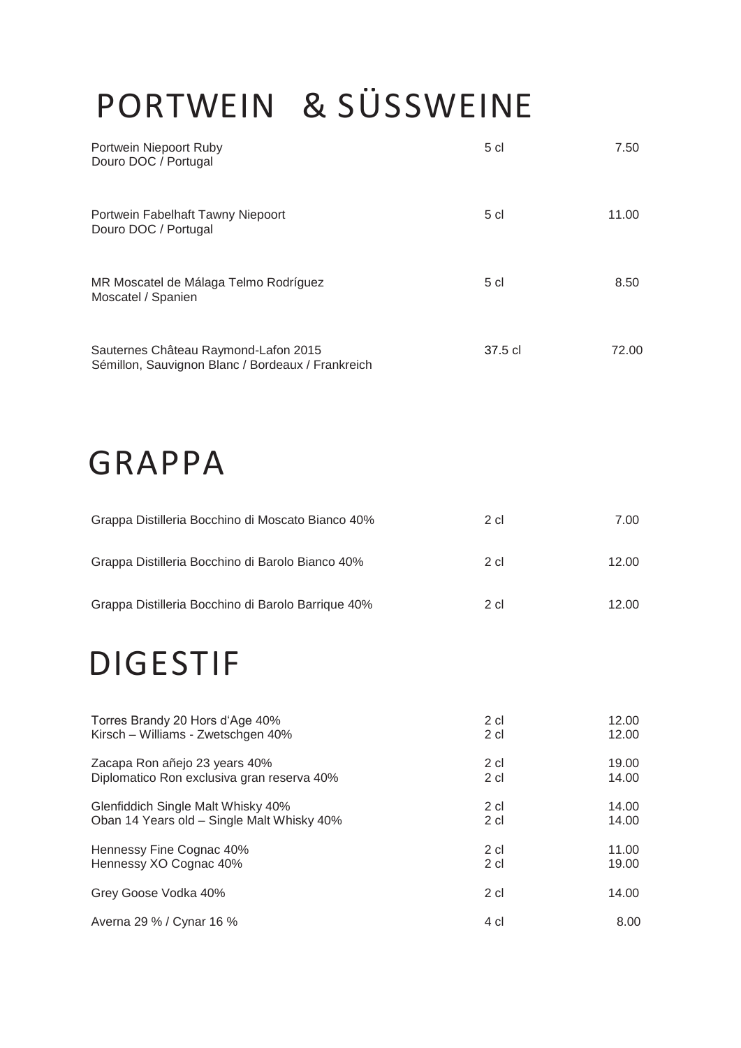# PORTWEIN & SÜSSWEINE

| | | |
|---|---|---|
| Portwein Niepoort Ruby<br>Douro DOC / Portugal | 5 cl | 7.50 |
| Portwein Fabelhaft Tawny Niepoort<br>Douro DOC / Portugal | 5 cl | 11.00 |
| MR Moscatel de Málaga Telmo Rodríguez<br>Moscatel / Spanien | 5 cl | 8.50 |
| Sauternes Château Raymond-Lafon 2015<br>Sémillon, Sauvignon Blanc / Bordeaux / Frankreich | 37.5 cl | 72.00 |

# GRAPPA

| | | |
|---|---|---|
| Grappa Distilleria Bocchino di Moscato Bianco 40% | 2 cl | 7.00 |
| Grappa Distilleria Bocchino di Barolo Bianco 40% | 2 cl | 12.00 |
| Grappa Distilleria Bocchino di Barolo Barrique 40% | 2 cl | 12.00 |

# DIGESTIF

| | | |
|---|---|---|
| Torres Brandy 20 Hors d'Age 40% | 2 cl | 12.00 |
| Kirsch – Williams - Zwetschgen 40% | 2 cl | 12.00 |
| Zacapa Ron añejo 23 years 40% | 2 cl | 19.00 |
| Diplomatico Ron exclusiva gran reserva 40% | 2 cl | 14.00 |
| Glenfiddich Single Malt Whisky 40% | 2 cl | 14.00 |
| Oban 14 Years old – Single Malt Whisky 40% | 2 cl | 14.00 |
| Hennessy Fine Cognac 40% | 2 cl | 11.00 |
| Hennessy XO Cognac 40% | 2 cl | 19.00 |
| Grey Goose Vodka 40% | 2 cl | 14.00 |
| Averna 29 % / Cynar 16 % | 4 cl | 8.00 |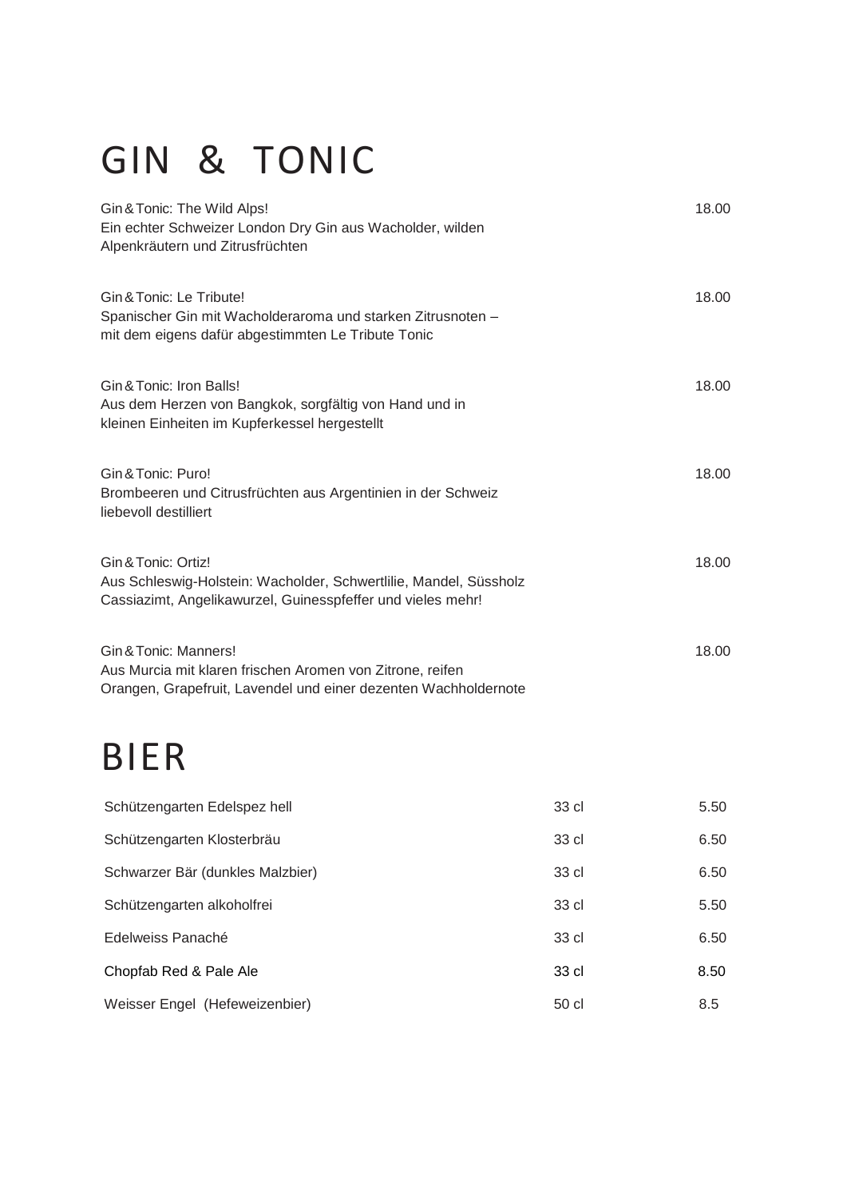# GIN & TONIC

Gin&Tonic: The Wild Alps! 18.00
Ein echter Schweizer London Dry Gin aus Wacholder, wilden Alpenkräutern und Zitrusfrüchten

Gin&Tonic: Le Tribute! 18.00
Spanischer Gin mit Wacholderaroma und starken Zitrusnoten – mit dem eigens dafür abgestimmten Le Tribute Tonic

Gin&Tonic: Iron Balls! 18.00
Aus dem Herzen von Bangkok, sorgfältig von Hand und in kleinen Einheiten im Kupferkessel hergestellt

Gin&Tonic: Puro! 18.00
Brombeeren und Citrusfrüchten aus Argentinien in der Schweiz liebevoll destilliert

Gin&Tonic: Ortiz! 18.00
Aus Schleswig-Holstein: Wacholder, Schwertlilie, Mandel, Süssholz Cassiazimt, Angelikawurzel, Guinesspfeffer und vieles mehr!

Gin&Tonic: Manners! 18.00
Aus Murcia mit klaren frischen Aromen von Zitrone, reifen Orangen, Grapefruit, Lavendel und einer dezenten Wachholdernote

# BIER

| | | |
|---|---|---|
| Schützengarten Edelspez hell | 33 cl | 5.50 |
| Schützengarten Klosterbräu | 33 cl | 6.50 |
| Schwarzer Bär (dunkles Malzbier) | 33 cl | 6.50 |
| Schützengarten alkoholfrei | 33 cl | 5.50 |
| Edelweiss Panaché | 33 cl | 6.50 |
| Chopfab Red & Pale Ale | 33 cl | 8.50 |
| Weisser Engel (Hefeweizenbier) | 50 cl | 8.5 |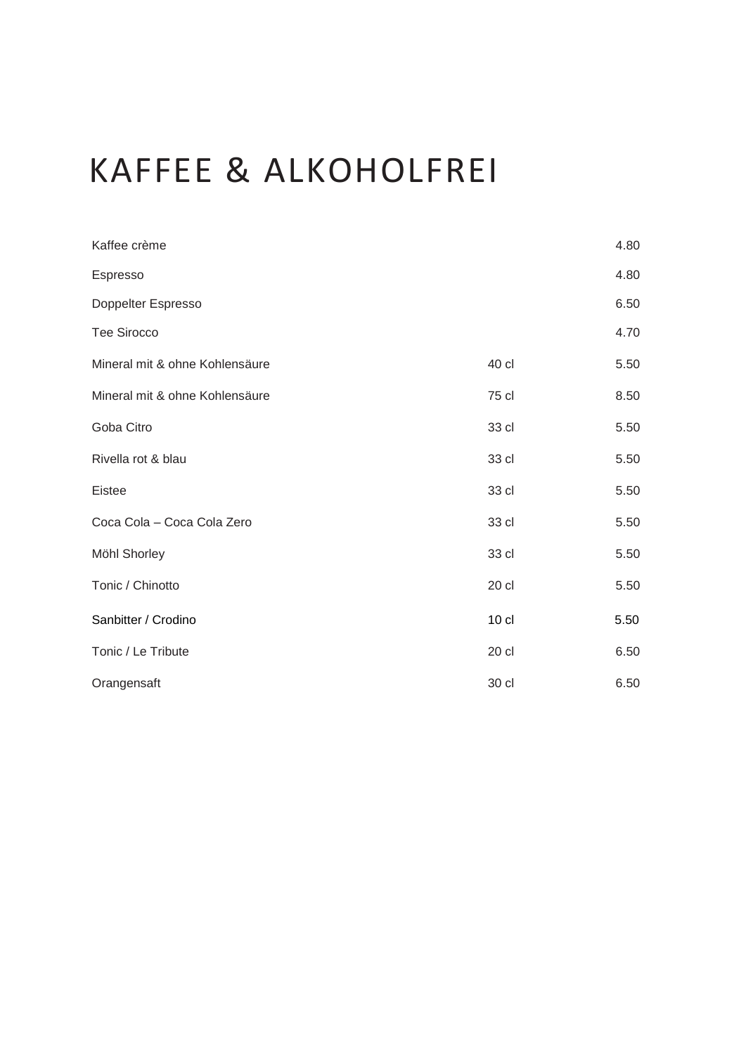# KAFFEE & ALKOHOLFREI

| | | |
|---|---|---|
| Kaffee crème | | 4.80 |
| Espresso | | 4.80 |
| Doppelter Espresso | | 6.50 |
| Tee Sirocco | | 4.70 |
| Mineral mit & ohne Kohlensäure | 40 cl | 5.50 |
| Mineral mit & ohne Kohlensäure | 75 cl | 8.50 |
| Goba Citro | 33 cl | 5.50 |
| Rivella rot & blau | 33 cl | 5.50 |
| Eistee | 33 cl | 5.50 |
| Coca Cola – Coca Cola Zero | 33 cl | 5.50 |
| Möhl Shorley | 33 cl | 5.50 |
| Tonic / Chinotto | 20 cl | 5.50 |
| Sanbitter / Crodino | 10 cl | 5.50 |
| Tonic / Le Tribute | 20 cl | 6.50 |
| Orangensaft | 30 cl | 6.50 |